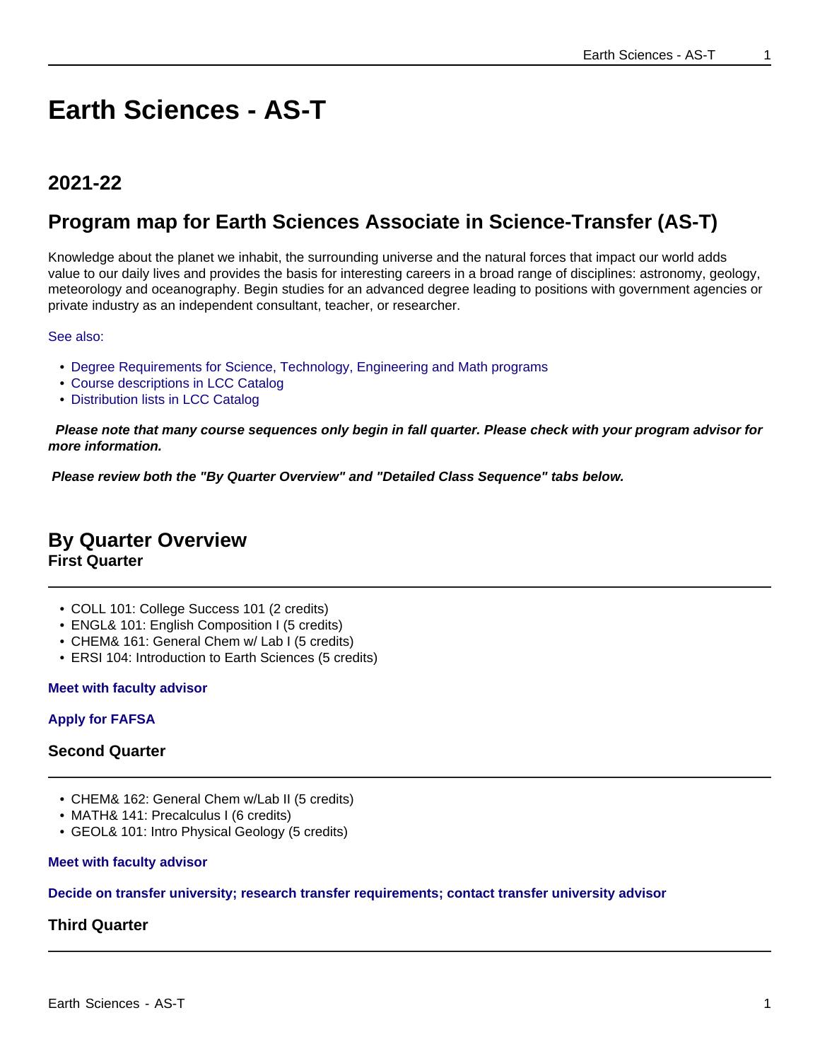# Earth Sciences - AS-T

## 2021-22

## Program map for Earth Sciences Associate in Science-Transfer (AS-T)

Knowledge about the planet we inhabit, the surrounding universe and the natural forces that impact our world adds value to our daily lives and provides the basis for interesting careers in a broad range of disciplines: astronomy, geology, meteorology and oceanography. Begin studies for an advanced degree leading to positions with government agencies or private industry as an independent consultant, teacher, or researcher.

See also:

- Degree Requirements for Science, Technology, Engineering and Math programs
- Course descriptions in LCC Catalog
- Distribution lists in LCC Catalog

***Please note that many course sequences only begin in fall quarter. Please check with your program advisor for more information.***

***Please review both the "By Quarter Overview" and "Detailed Class Sequence" tabs below.***

## By Quarter Overview

### First Quarter

- COLL 101: College Success 101 (2 credits)
- ENGL& 101: English Composition I (5 credits)
- CHEM& 161: General Chem w/ Lab I (5 credits)
- ERSI 104: Introduction to Earth Sciences (5 credits)

**Meet with faculty advisor**

**Apply for FAFSA**

### Second Quarter

- CHEM& 162: General Chem w/Lab II (5 credits)
- MATH& 141: Precalculus I (6 credits)
- GEOL& 101: Intro Physical Geology (5 credits)

**Meet with faculty advisor**

**Decide on transfer university; research transfer requirements; contact transfer university advisor**

### Third Quarter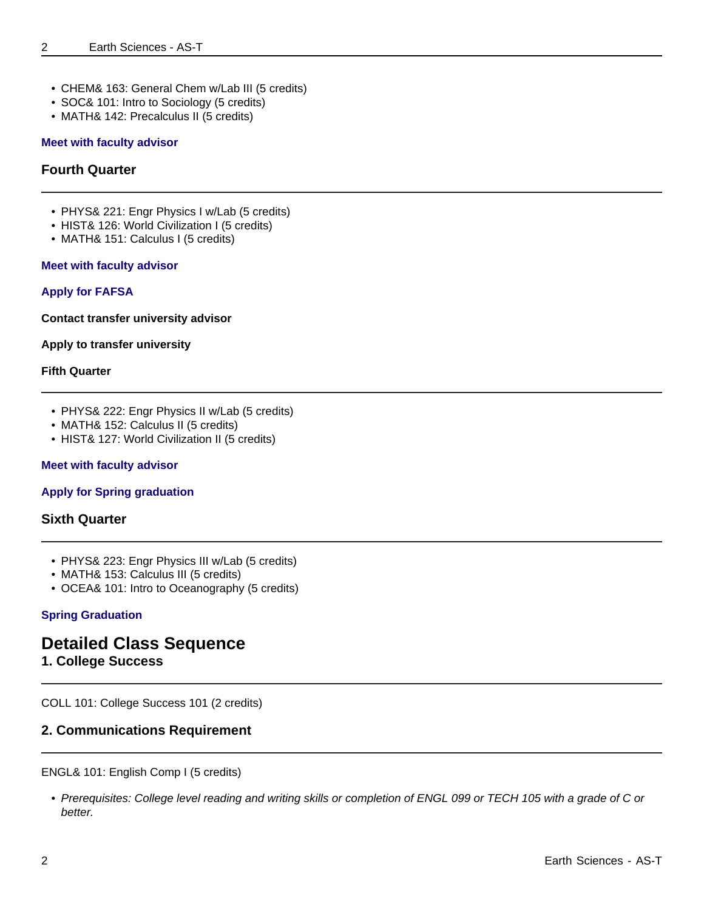- CHEM& 163: General Chem w/Lab III (5 credits)
- SOC& 101: Intro to Sociology (5 credits)
- MATH& 142: Precalculus II (5 credits)

**Meet with faculty advisor**

### Fourth Quarter

- PHYS& 221: Engr Physics I w/Lab (5 credits)
- HIST& 126: World Civilization I (5 credits)
- MATH& 151: Calculus I (5 credits)

**Meet with faculty advisor**

**Apply for FAFSA**

**Contact transfer university advisor**

**Apply to transfer university**

**Fifth Quarter**

- PHYS& 222: Engr Physics II w/Lab (5 credits)
- MATH& 152: Calculus II (5 credits)
- HIST& 127: World Civilization II (5 credits)

**Meet with faculty advisor**

**Apply for Spring graduation**

### Sixth Quarter

- PHYS& 223: Engr Physics III w/Lab (5 credits)
- MATH& 153: Calculus III (5 credits)
- OCEA& 101: Intro to Oceanography (5 credits)

**Spring Graduation**

## Detailed Class Sequence

### 1. College Success

COLL 101: College Success 101 (2 credits)

### 2. Communications Requirement

ENGL& 101: English Comp I (5 credits)

- *Prerequisites: College level reading and writing skills or completion of ENGL 099 or TECH 105 with a grade of C or better.*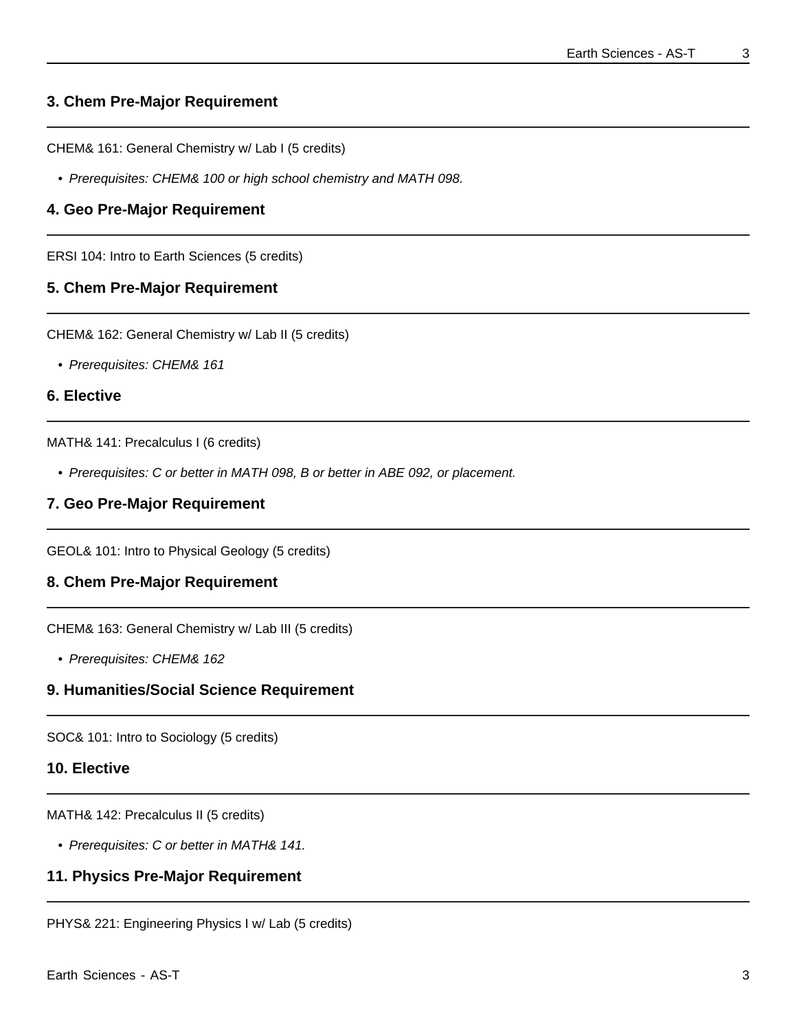### 3. Chem Pre-Major Requirement

CHEM& 161: General Chemistry w/ Lab I (5 credits)

- *Prerequisites: CHEM& 100 or high school chemistry and MATH 098.*

### 4. Geo Pre-Major Requirement

ERSI 104: Intro to Earth Sciences (5 credits)

### 5. Chem Pre-Major Requirement

CHEM& 162: General Chemistry w/ Lab II (5 credits)

- *Prerequisites: CHEM& 161*

### 6. Elective

MATH& 141: Precalculus I (6 credits)

- *Prerequisites: C or better in MATH 098, B or better in ABE 092, or placement.*

### 7. Geo Pre-Major Requirement

GEOL& 101: Intro to Physical Geology (5 credits)

### 8. Chem Pre-Major Requirement

CHEM& 163: General Chemistry w/ Lab III (5 credits)

- *Prerequisites: CHEM& 162*

### 9. Humanities/Social Science Requirement

SOC& 101: Intro to Sociology (5 credits)

### 10. Elective

MATH& 142: Precalculus II (5 credits)

- *Prerequisites: C or better in MATH& 141.*

### 11. Physics Pre-Major Requirement

PHYS& 221: Engineering Physics I w/ Lab (5 credits)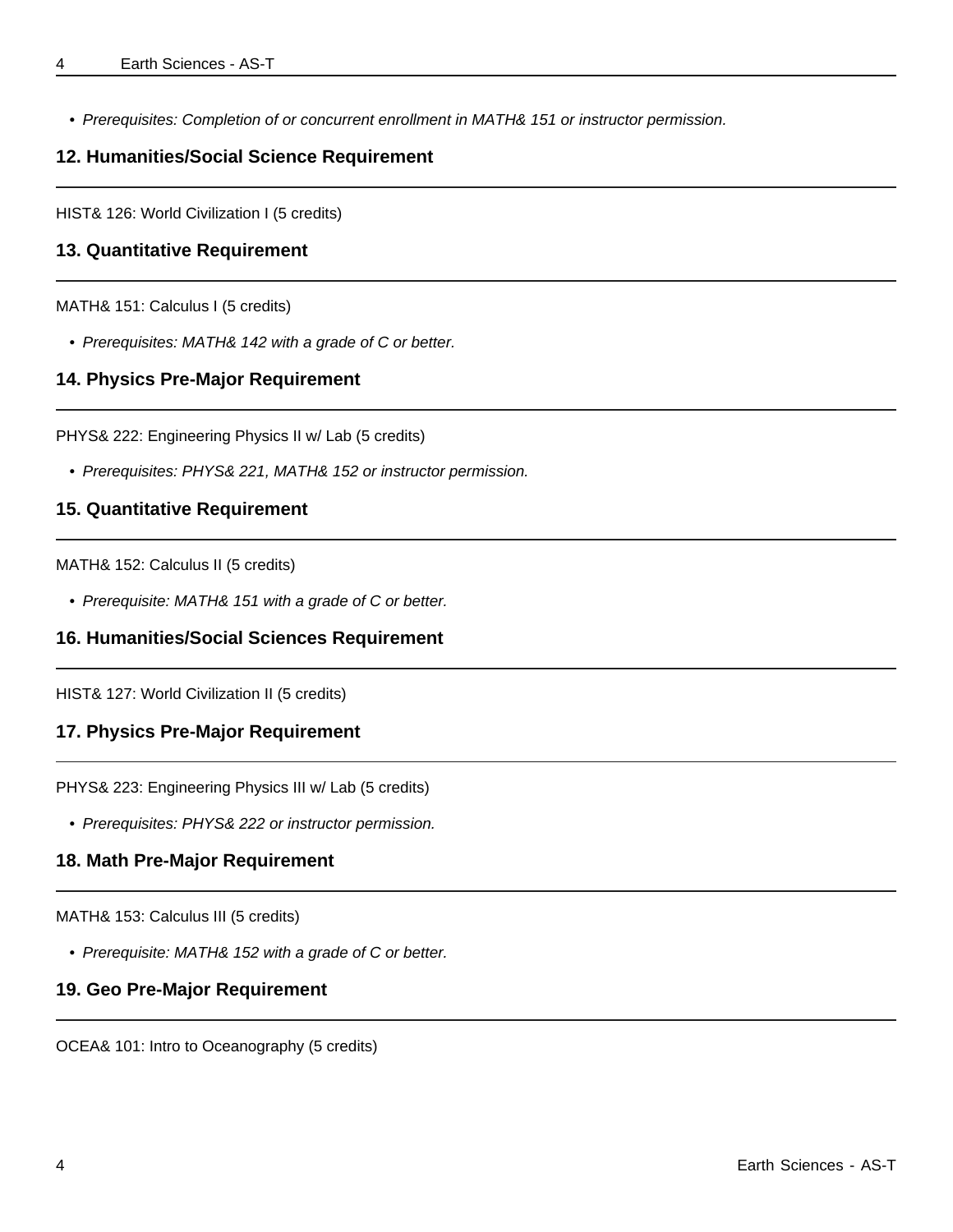- *Prerequisites: Completion of or concurrent enrollment in MATH& 151 or instructor permission.*

### 12. Humanities/Social Science Requirement

HIST& 126: World Civilization I (5 credits)

### 13. Quantitative Requirement

MATH& 151: Calculus I (5 credits)

- *Prerequisites: MATH& 142 with a grade of C or better.*

### 14. Physics Pre-Major Requirement

PHYS& 222: Engineering Physics II w/ Lab (5 credits)

- *Prerequisites: PHYS& 221, MATH& 152 or instructor permission.*

### 15. Quantitative Requirement

MATH& 152: Calculus II (5 credits)

- *Prerequisite: MATH& 151 with a grade of C or better.*

### 16. Humanities/Social Sciences Requirement

HIST& 127: World Civilization II (5 credits)

### 17. Physics Pre-Major Requirement

PHYS& 223: Engineering Physics III w/ Lab (5 credits)

- *Prerequisites: PHYS& 222 or instructor permission.*

### 18. Math Pre-Major Requirement

MATH& 153: Calculus III (5 credits)

- *Prerequisite: MATH& 152 with a grade of C or better.*

### 19. Geo Pre-Major Requirement

OCEA& 101: Intro to Oceanography (5 credits)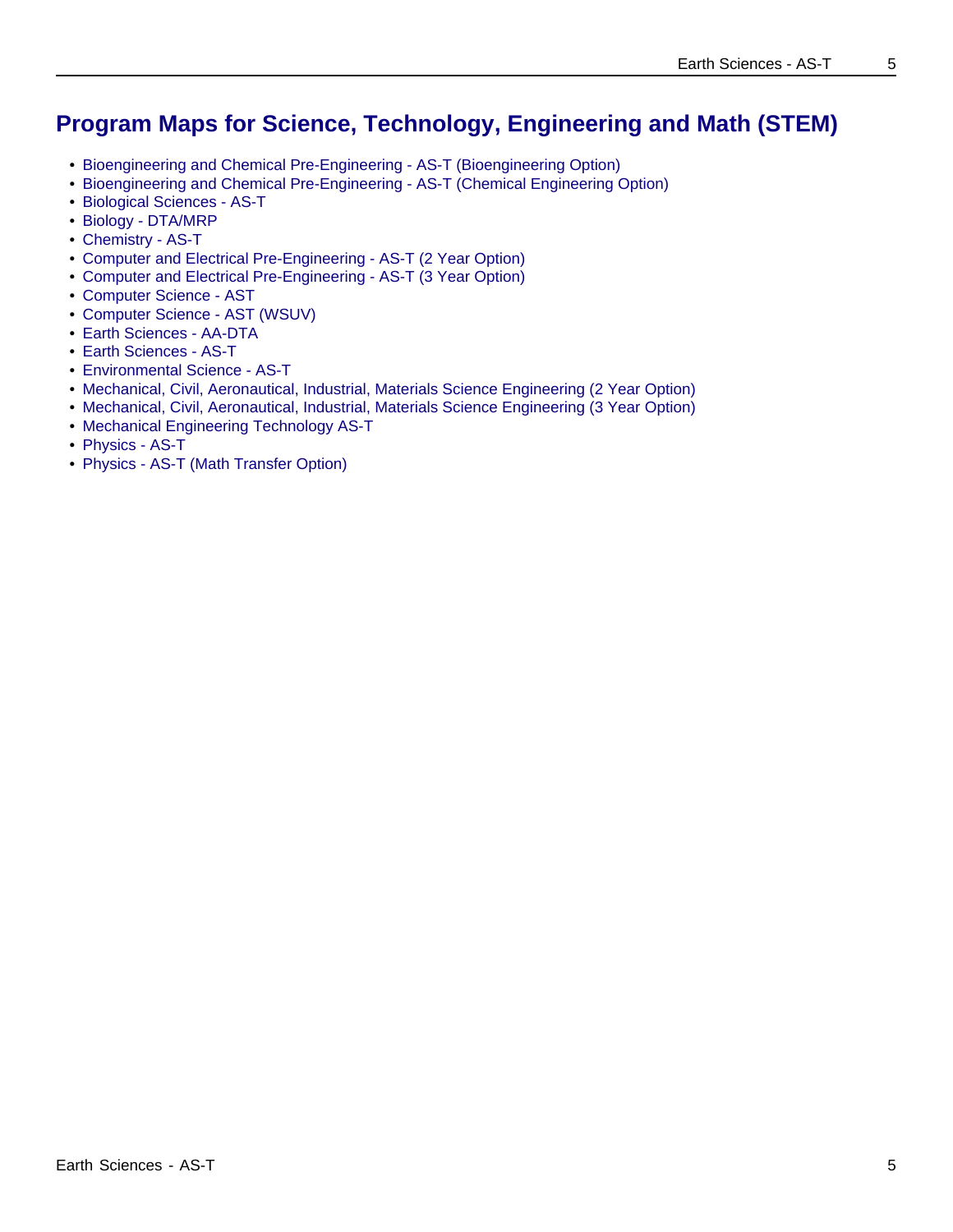## Program Maps for Science, Technology, Engineering and Math (STEM)

- Bioengineering and Chemical Pre-Engineering - AS-T (Bioengineering Option)
- Bioengineering and Chemical Pre-Engineering - AS-T (Chemical Engineering Option)
- Biological Sciences - AS-T
- Biology - DTA/MRP
- Chemistry - AS-T
- Computer and Electrical Pre-Engineering - AS-T (2 Year Option)
- Computer and Electrical Pre-Engineering - AS-T (3 Year Option)
- Computer Science - AST
- Computer Science - AST (WSUV)
- Earth Sciences - AA-DTA
- Earth Sciences - AS-T
- Environmental Science - AS-T
- Mechanical, Civil, Aeronautical, Industrial, Materials Science Engineering (2 Year Option)
- Mechanical, Civil, Aeronautical, Industrial, Materials Science Engineering (3 Year Option)
- Mechanical Engineering Technology AS-T
- Physics - AS-T
- Physics - AS-T (Math Transfer Option)